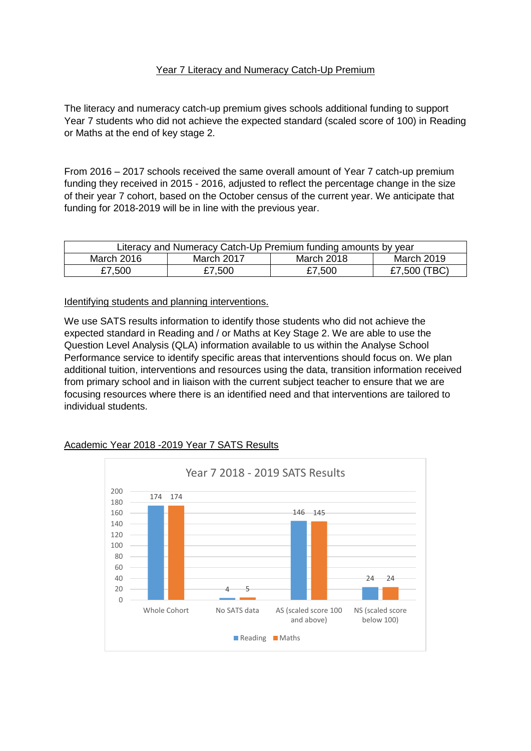# Year 7 Literacy and Numeracy Catch-Up Premium

The literacy and numeracy catch-up premium gives schools additional funding to support Year 7 students who did not achieve the expected standard (scaled score of 100) in Reading or Maths at the end of key stage 2.

From 2016 – 2017 schools received the same overall amount of Year 7 catch-up premium funding they received in 2015 - 2016, adjusted to reflect the percentage change in the size of their year 7 cohort, based on the October census of the current year. We anticipate that funding for 2018-2019 will be in line with the previous year.

| Literacy and Numeracy Catch-Up Premium funding amounts by year | | | |
|---|---|---|---|
| March 2016 | March 2017 | March 2018 | March 2019 |
| £7,500 | £7,500 | £7,500 | £7,500 (TBC) |

## Identifying students and planning interventions.

We use SATS results information to identify those students who did not achieve the expected standard in Reading and / or Maths at Key Stage 2. We are able to use the Question Level Analysis (QLA) information available to us within the Analyse School Performance service to identify specific areas that interventions should focus on. We plan additional tuition, interventions and resources using the data, transition information received from primary school and in liaison with the current subject teacher to ensure that we are focusing resources where there is an identified need and that interventions are tailored to individual students.

## Academic Year 2018 -2019 Year 7 SATS Results

Year 7 2018 - 2019 SATS Results

| | Reading | Maths |
|---|---|---|
| Whole Cohort | 174 | 174 |
| No SATS data | 4 | 5 |
| AS (scaled score 100 and above) | 146 | 145 |
| NS (scaled score below 100) | 24 | 24 |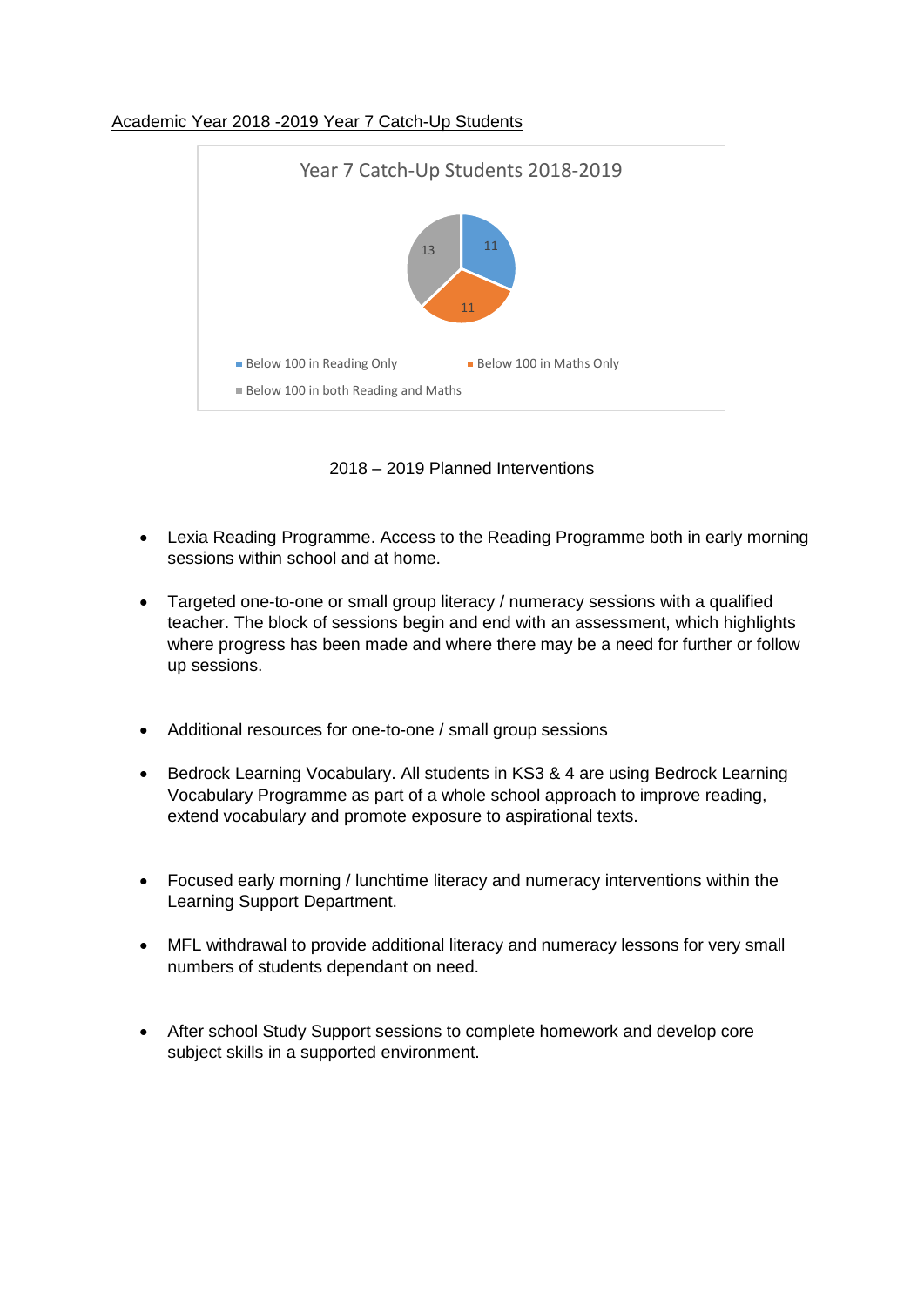Academic Year 2018 -2019 Year 7 Catch-Up Students

Year 7 Catch-Up Students 2018-2019

| Category | Number |
|---|---|
| Below 100 in Reading Only | 11 |
| Below 100 in Maths Only | 11 |
| Below 100 in both Reading and Maths | 13 |

## 2018 – 2019 Planned Interventions

- Lexia Reading Programme. Access to the Reading Programme both in early morning sessions within school and at home.
- Targeted one-to-one or small group literacy / numeracy sessions with a qualified teacher. The block of sessions begin and end with an assessment, which highlights where progress has been made and where there may be a need for further or follow up sessions.
- Additional resources for one-to-one / small group sessions
- Bedrock Learning Vocabulary. All students in KS3 & 4 are using Bedrock Learning Vocabulary Programme as part of a whole school approach to improve reading, extend vocabulary and promote exposure to aspirational texts.
- Focused early morning / lunchtime literacy and numeracy interventions within the Learning Support Department.
- MFL withdrawal to provide additional literacy and numeracy lessons for very small numbers of students dependant on need.
- After school Study Support sessions to complete homework and develop core subject skills in a supported environment.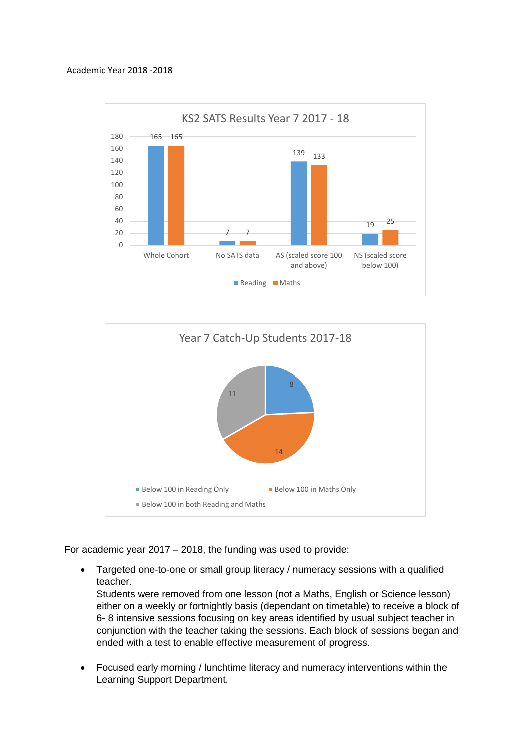Academic Year 2018 -2018

**KS2 SATS Results Year 7 2017 - 18**

| | Reading | Maths |
|---|---|---|
| Whole Cohort | 165 | 165 |
| No SATS data | 7 | 7 |
| AS (scaled score 100 and above) | 139 | 133 |
| NS (scaled score below 100) | 19 | 25 |

**Year 7 Catch-Up Students 2017-18**

| Category | Students |
|---|---|
| Below 100 in Reading Only | 8 |
| Below 100 in Maths Only | 14 |
| Below 100 in both Reading and Maths | 11 |

For academic year 2017 – 2018, the funding was used to provide:

- Targeted one-to-one or small group literacy / numeracy sessions with a qualified teacher.
  Students were removed from one lesson (not a Maths, English or Science lesson) either on a weekly or fortnightly basis (dependant on timetable) to receive a block of 6- 8 intensive sessions focusing on key areas identified by usual subject teacher in conjunction with the teacher taking the sessions. Each block of sessions began and ended with a test to enable effective measurement of progress.

- Focused early morning / lunchtime literacy and numeracy interventions within the Learning Support Department.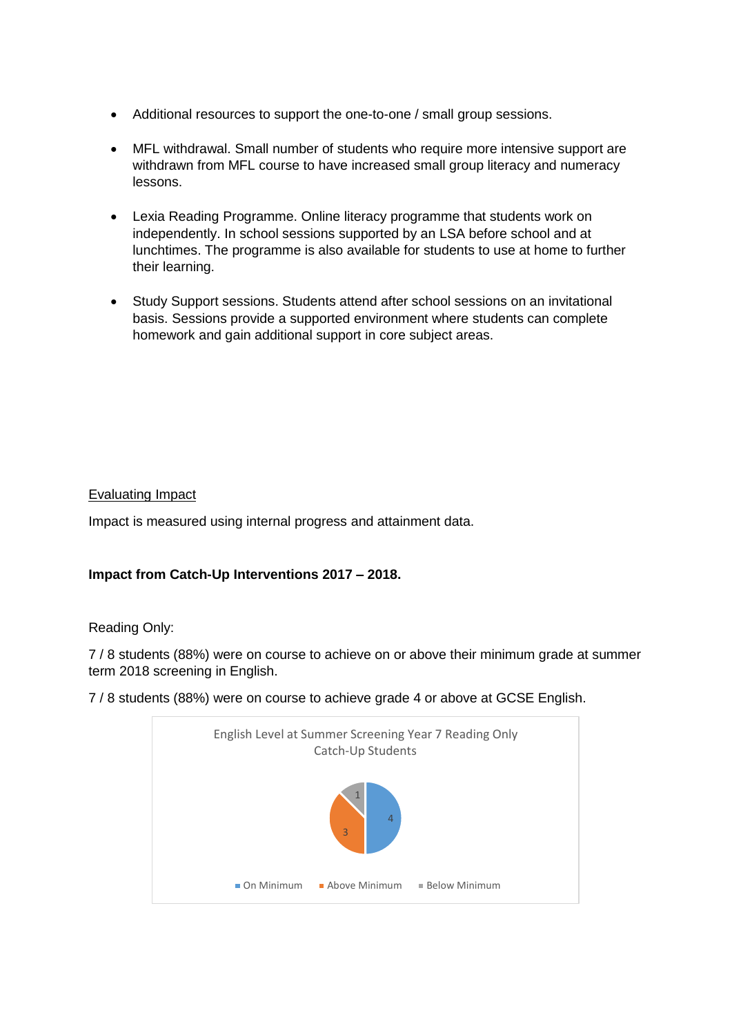- Additional resources to support the one-to-one / small group sessions.
- MFL withdrawal. Small number of students who require more intensive support are withdrawn from MFL course to have increased small group literacy and numeracy lessons.
- Lexia Reading Programme. Online literacy programme that students work on independently. In school sessions supported by an LSA before school and at lunchtimes. The programme is also available for students to use at home to further their learning.
- Study Support sessions. Students attend after school sessions on an invitational basis. Sessions provide a supported environment where students can complete homework and gain additional support in core subject areas.

<u>Evaluating Impact</u>

Impact is measured using internal progress and attainment data.

**Impact from Catch-Up Interventions 2017 – 2018.**

Reading Only:

7 / 8 students (88%) were on course to achieve on or above their minimum grade at summer term 2018 screening in English.

7 / 8 students (88%) were on course to achieve grade 4 or above at GCSE English.

English Level at Summer Screening Year 7 Reading Only Catch-Up Students

| Category | Students |
|---|---|
| On Minimum | 4 |
| Above Minimum | 3 |
| Below Minimum | 1 |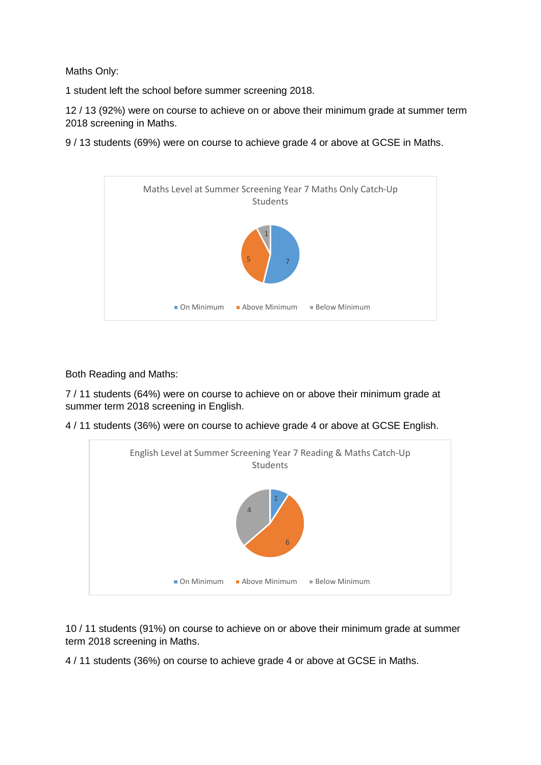Maths Only:

1 student left the school before summer screening 2018.

12 / 13 (92%) were on course to achieve on or above their minimum grade at summer term 2018 screening in Maths.

9 / 13 students (69%) were on course to achieve grade 4 or above at GCSE in Maths.

Maths Level at Summer Screening Year 7 Maths Only Catch-Up Students

| Category | Students |
|---|---|
| On Minimum | 7 |
| Above Minimum | 5 |
| Below Minimum | 1 |

Both Reading and Maths:

7 / 11 students (64%) were on course to achieve on or above their minimum grade at summer term 2018 screening in English.

4 / 11 students (36%) were on course to achieve grade 4 or above at GCSE English.

English Level at Summer Screening Year 7 Reading & Maths Catch-Up Students

| Category | Students |
|---|---|
| On Minimum | 1 |
| Above Minimum | 6 |
| Below Minimum | 4 |

10 / 11 students (91%) on course to achieve on or above their minimum grade at summer term 2018 screening in Maths.

4 / 11 students (36%) on course to achieve grade 4 or above at GCSE in Maths.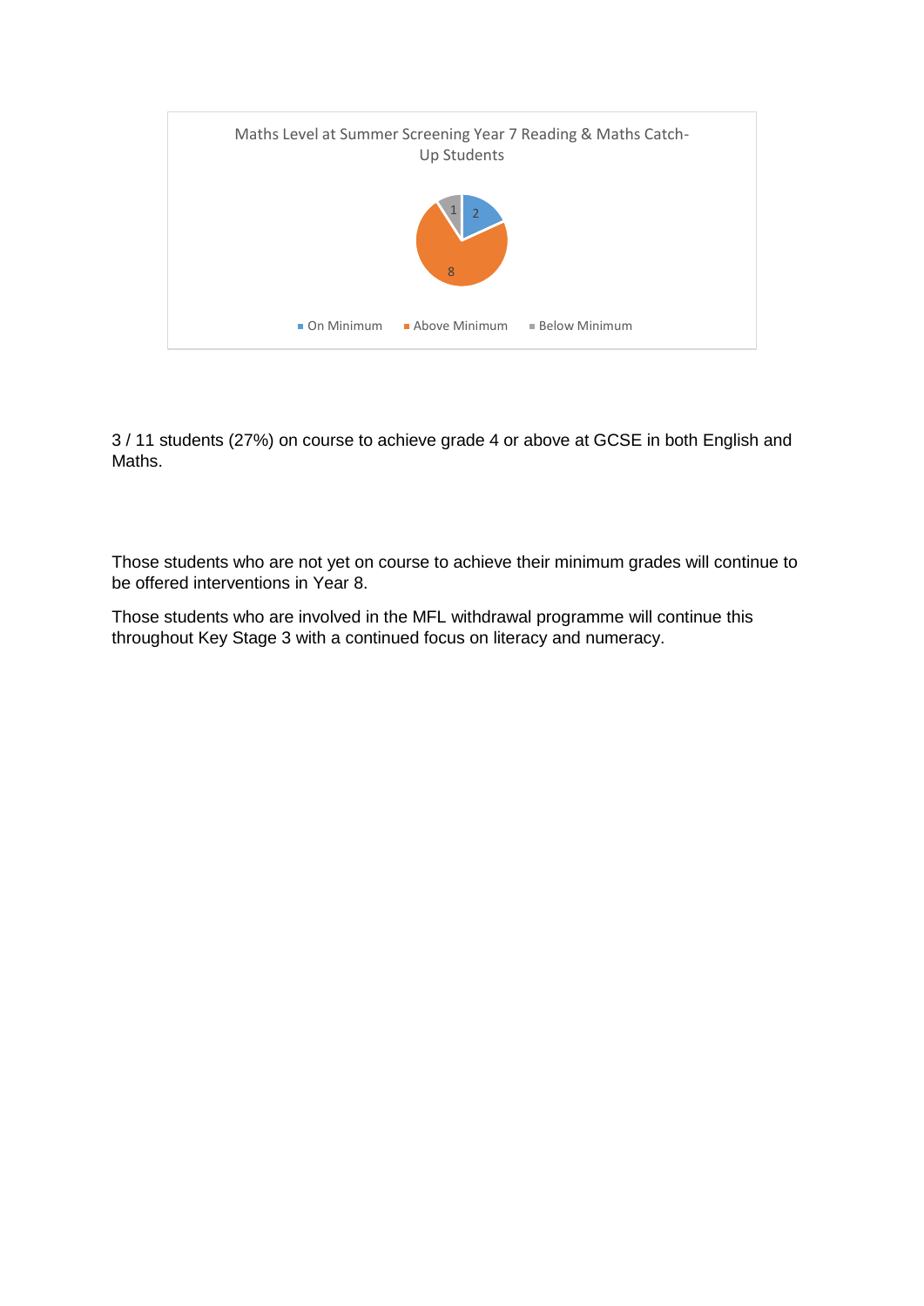Maths Level at Summer Screening Year 7 Reading & Maths Catch-Up Students

1

2

8

On Minimum

Above Minimum

Below Minimum

3 / 11 students (27%) on course to achieve grade 4 or above at GCSE in both English and Maths.

Those students who are not yet on course to achieve their minimum grades will continue to be offered interventions in Year 8.

Those students who are involved in the MFL withdrawal programme will continue this throughout Key Stage 3 with a continued focus on literacy and numeracy.